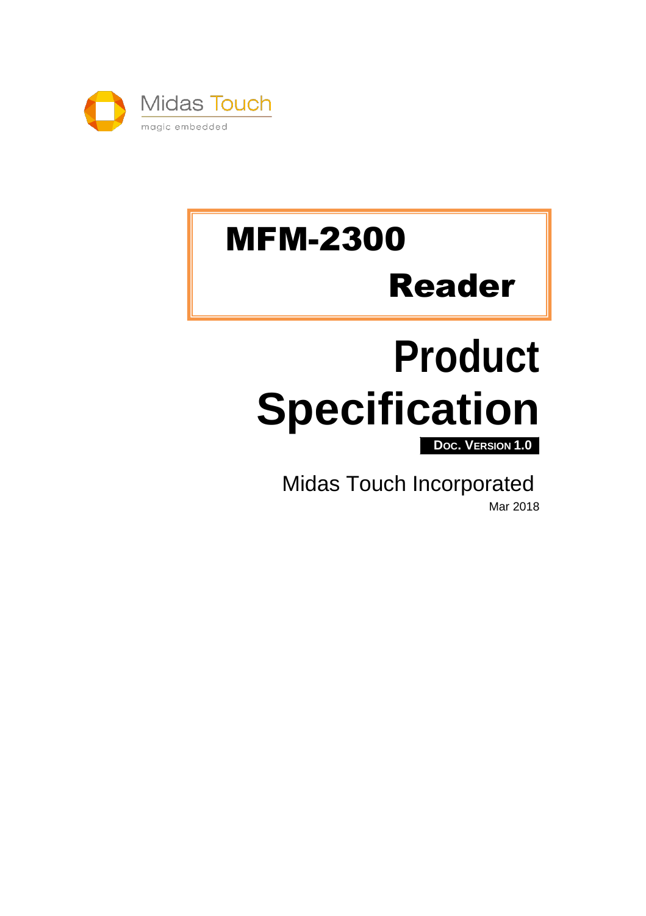Midas Touch

magic embedded

# MFM-2300

# Reader

# Product Specification

**DOC. VERSION 1.0**

Midas Touch Incorporated

Mar 2018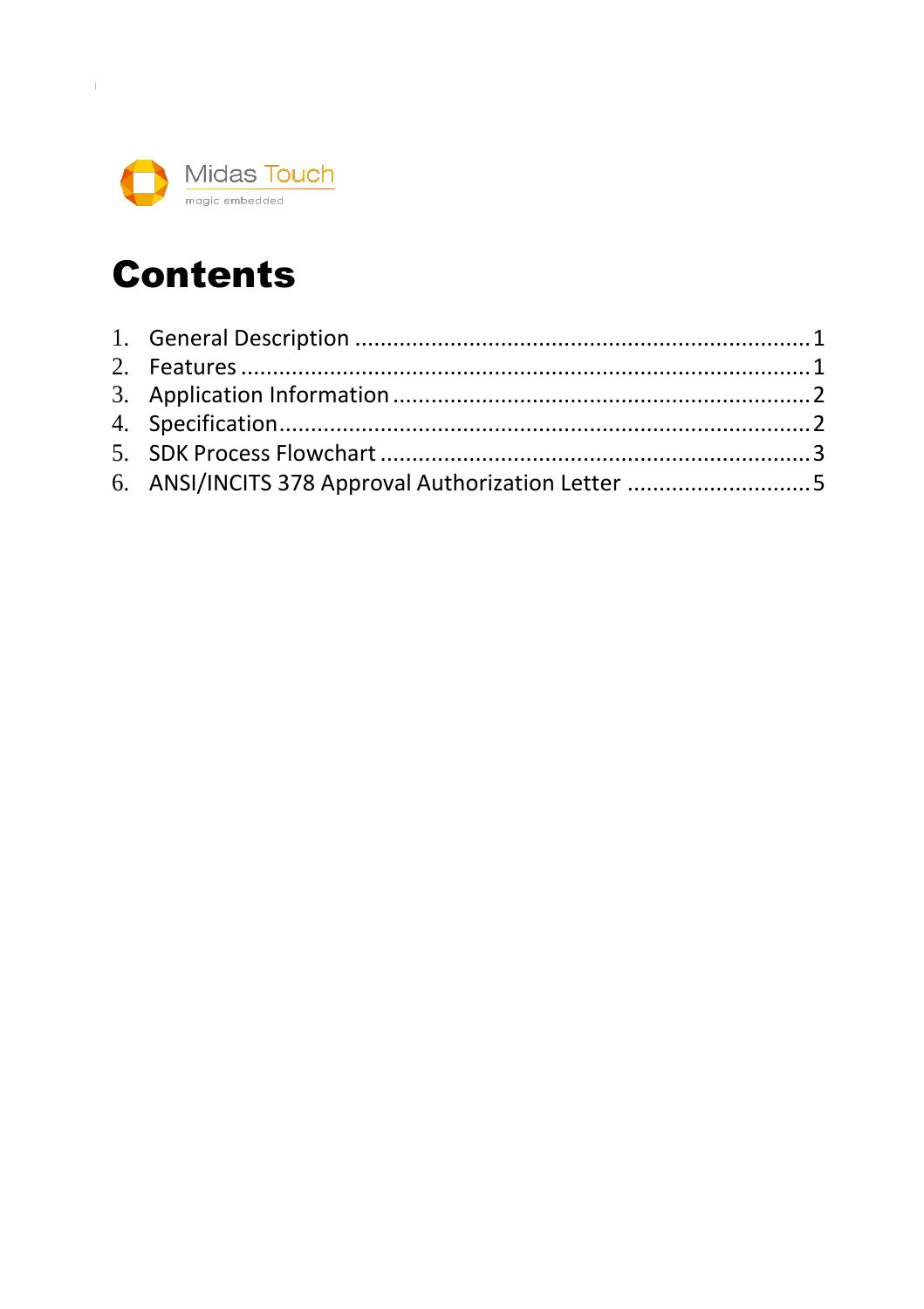Midas Touch
magic embedded

# Contents

1. General Description ........................................................................ 1
2. Features ........................................................................................ 1
3. Application Information ................................................................ 2
4. Specification.................................................................................. 2
5. SDK Process Flowchart ................................................................. 3
6. ANSI/INCITS 378 Approval Authorization Letter ............................. 5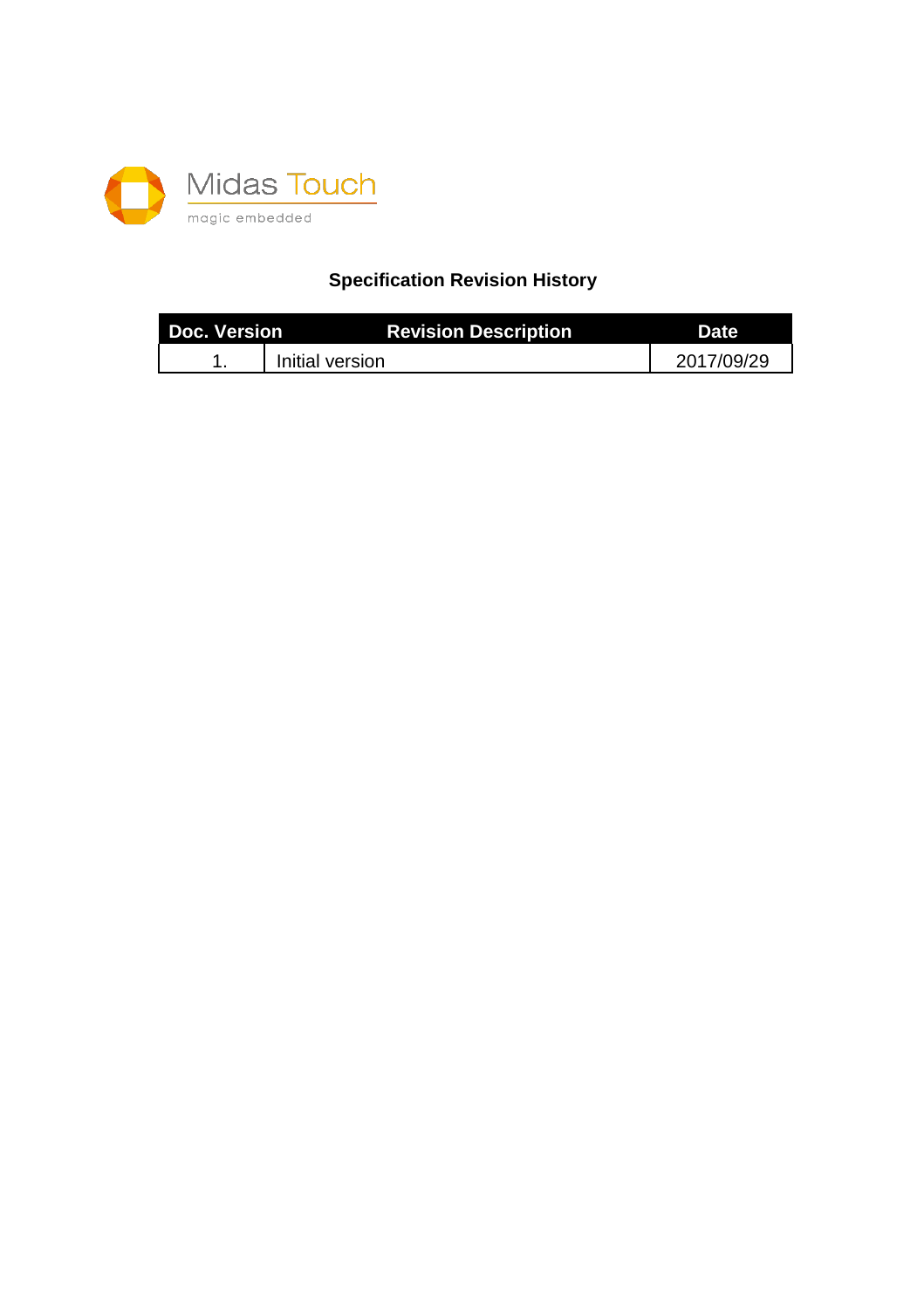Midas Touch

magic embedded

**Specification Revision History**

| Doc. Version | Revision Description | Date |
|---|---|---|
| 1. | Initial version | 2017/09/29 |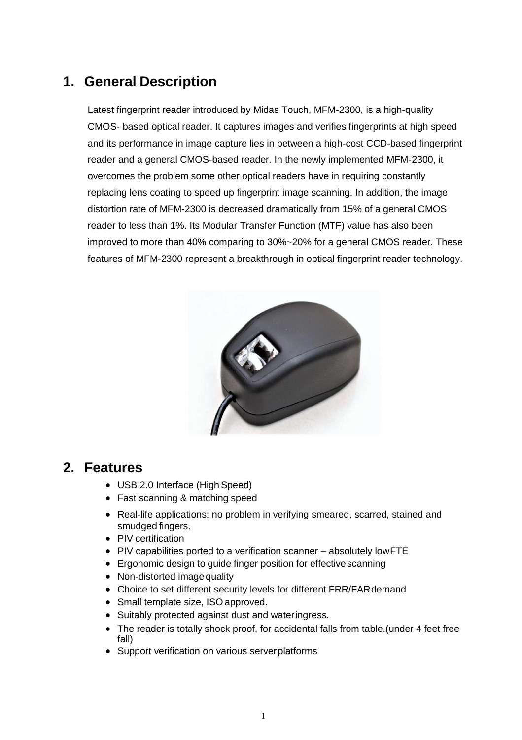## 1. General Description

Latest fingerprint reader introduced by Midas Touch, MFM-2300, is a high-quality CMOS- based optical reader. It captures images and verifies fingerprints at high speed and its performance in image capture lies in between a high-cost CCD-based fingerprint reader and a general CMOS-based reader. In the newly implemented MFM-2300, it overcomes the problem some other optical readers have in requiring constantly replacing lens coating to speed up fingerprint image scanning. In addition, the image distortion rate of MFM-2300 is decreased dramatically from 15% of a general CMOS reader to less than 1%. Its Modular Transfer Function (MTF) value has also been improved to more than 40% comparing to 30%~20% for a general CMOS reader. These features of MFM-2300 represent a breakthrough in optical fingerprint reader technology.

## 2. Features

- USB 2.0 Interface (High Speed)
- Fast scanning & matching speed
- Real-life applications: no problem in verifying smeared, scarred, stained and smudged fingers.
- PIV certification
- PIV capabilities ported to a verification scanner – absolutely low FTE
- Ergonomic design to guide finger position for effective scanning
- Non-distorted image quality
- Choice to set different security levels for different FRR/FAR demand
- Small template size, ISO approved.
- Suitably protected against dust and water ingress.
- The reader is totally shock proof, for accidental falls from table.(under 4 feet free fall)
- Support verification on various server platforms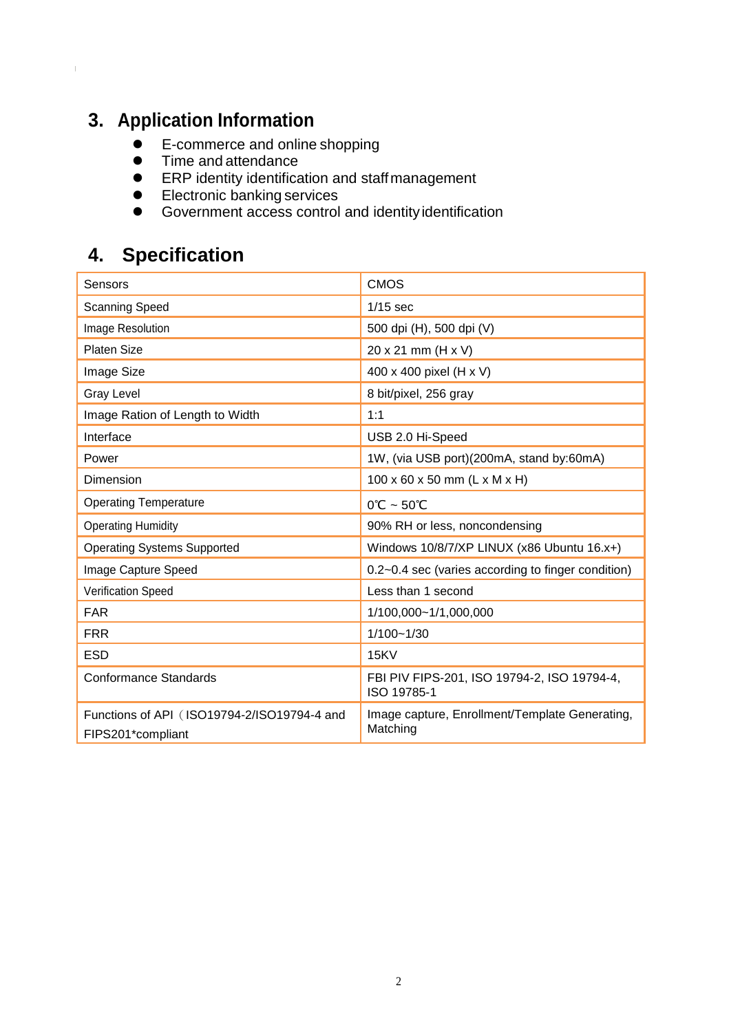## 3. Application Information

- E-commerce and online shopping
- Time and attendance
- ERP identity identification and staff management
- Electronic banking services
- Government access control and identity identification

## 4. Specification

| Sensors | CMOS |
|---|---|
| Scanning Speed | 1/15 sec |
| Image Resolution | 500 dpi (H), 500 dpi (V) |
| Platen Size | 20 x 21 mm (H x V) |
| Image Size | 400 x 400 pixel (H x V) |
| Gray Level | 8 bit/pixel, 256 gray |
| Image Ration of Length to Width | 1:1 |
| Interface | USB 2.0 Hi-Speed |
| Power | 1W, (via USB port)(200mA, stand by:60mA) |
| Dimension | 100 x 60 x 50 mm (L x M x H) |
| Operating Temperature | 0℃ ~ 50℃ |
| Operating Humidity | 90% RH or less, noncondensing |
| Operating Systems Supported | Windows 10/8/7/XP LINUX (x86 Ubuntu 16.x+) |
| Image Capture Speed | 0.2~0.4 sec (varies according to finger condition) |
| Verification Speed | Less than 1 second |
| FAR | 1/100,000~1/1,000,000 |
| FRR | 1/100~1/30 |
| ESD | 15KV |
| Conformance Standards | FBI PIV FIPS-201, ISO 19794-2, ISO 19794-4, ISO 19785-1 |
| Functions of API（ISO19794-2/ISO19794-4 and FIPS201*compliant | Image capture, Enrollment/Template Generating, Matching |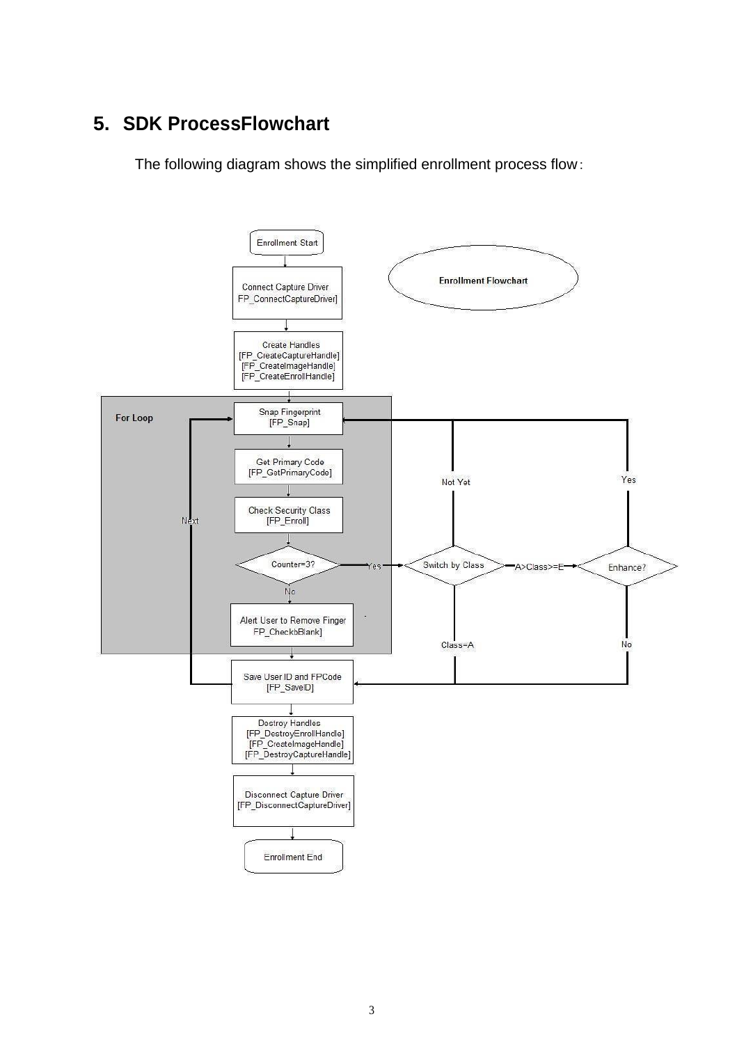## 5. SDK ProcessFlowchart

The following diagram shows the simplified enrollment process flow:

Enrollment Flowchart

- Enrollment Start
- Connect Capture Driver FP_ConnectCaptureDriver]
- Create Handles [FP_CreateCaptureHandle] [FP_CreateImageHandle] [FP_CreateEnrollHandle]
- For Loop
  - Snap Fingerprint [FP_Snap]
  - Get Primary Code [FP_GetPrimaryCode]
  - Check Security Class [FP_Enroll]
  - Counter=3?
    - Yes → Switch by Class
      - Not Yet → Snap Fingerprint [FP_Snap]
      - Class=A → Save User ID and FPCode [FP_SaveID]
      - A>Class>=E → Enhance?
        - Yes → Snap Fingerprint [FP_Snap]
        - No → Save User ID and FPCode [FP_SaveID]
    - No → Alert User to Remove Finger FP_CheckbBlank]
- Save User ID and FPCode [FP_SaveID]
  - Next → Snap Fingerprint [FP_Snap]
- Destroy Handles [FP_DestroyEnrollHandle] [FP_CreateImageHandle] [FP_DestroyCaptureHandle]
- Disconnect Capture Driver [FP_DisconnectCaptureDriver]
- Enrollment End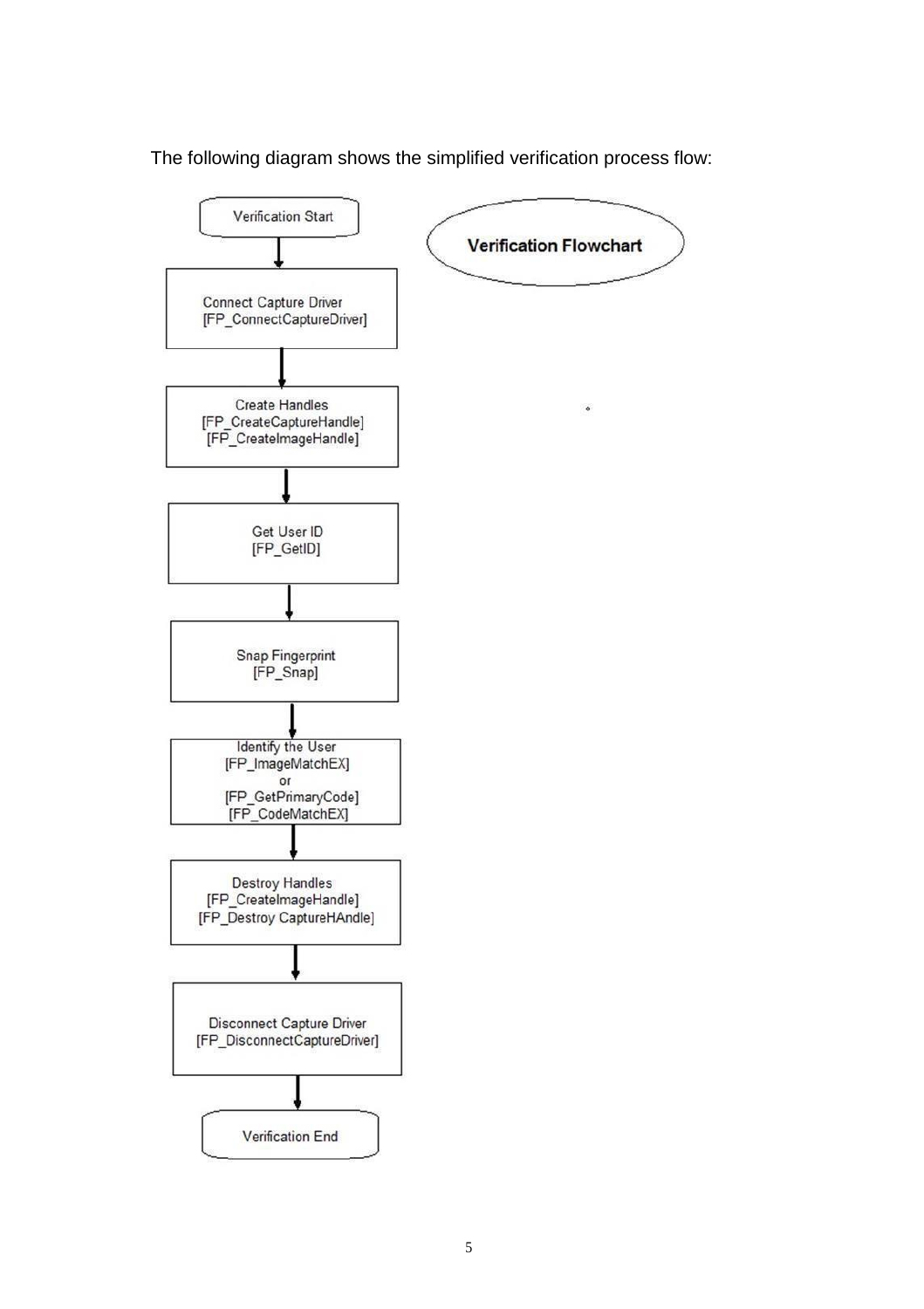The following diagram shows the simplified verification process flow:

**Verification Flowchart**

Verification Start

↓

Connect Capture Driver
[FP_ConnectCaptureDriver]

↓

Create Handles
[FP_CreateCaptureHandle]
[FP_CreateImageHandle]

↓

Get User ID
[FP_GetID]

↓

Snap Fingerprint
[FP_Snap]

↓

Identify the User
[FP_ImageMatchEX]
or
[FP_GetPrimaryCode]
[FP_CodeMatchEX]

↓

Destroy Handles
[FP_CreateImageHandle]
[FP_Destroy CaptureHAndle]

↓

Disconnect Capture Driver
[FP_DisconnectCaptureDriver]

↓

Verification End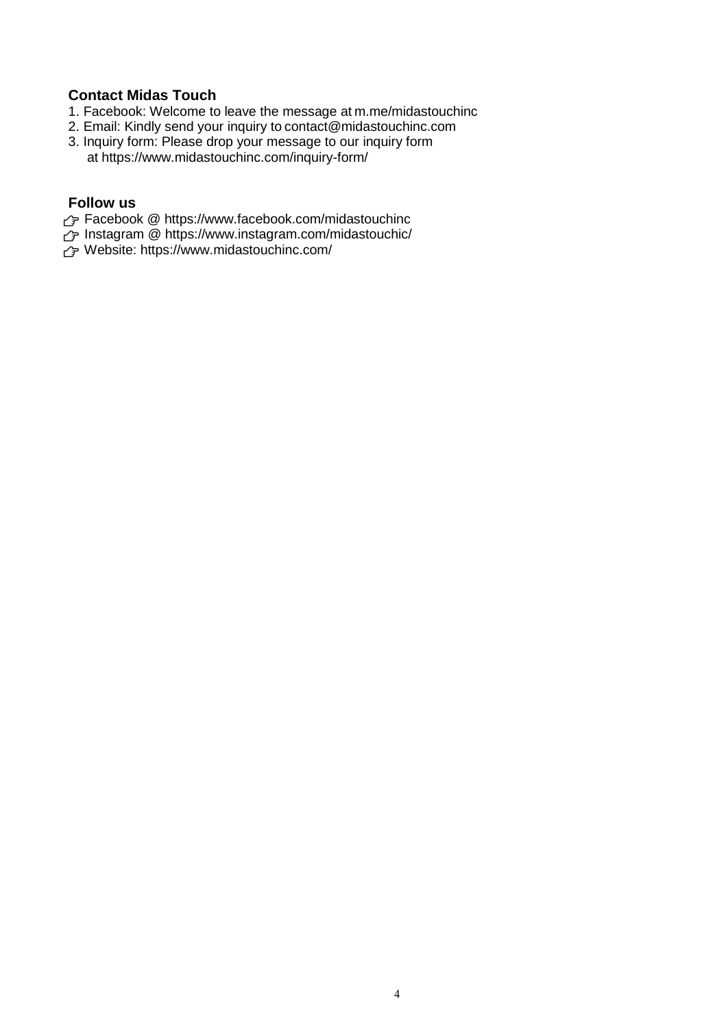## Contact Midas Touch

1. Facebook: Welcome to leave the message at m.me/midastouchinc
2. Email: Kindly send your inquiry to contact@midastouchinc.com
3. Inquiry form: Please drop your message to our inquiry form at https://www.midastouchinc.com/inquiry-form/

## Follow us

☞ Facebook @ https://www.facebook.com/midastouchinc
☞ Instagram @ https://www.instagram.com/midastouchic/
☞ Website: https://www.midastouchinc.com/